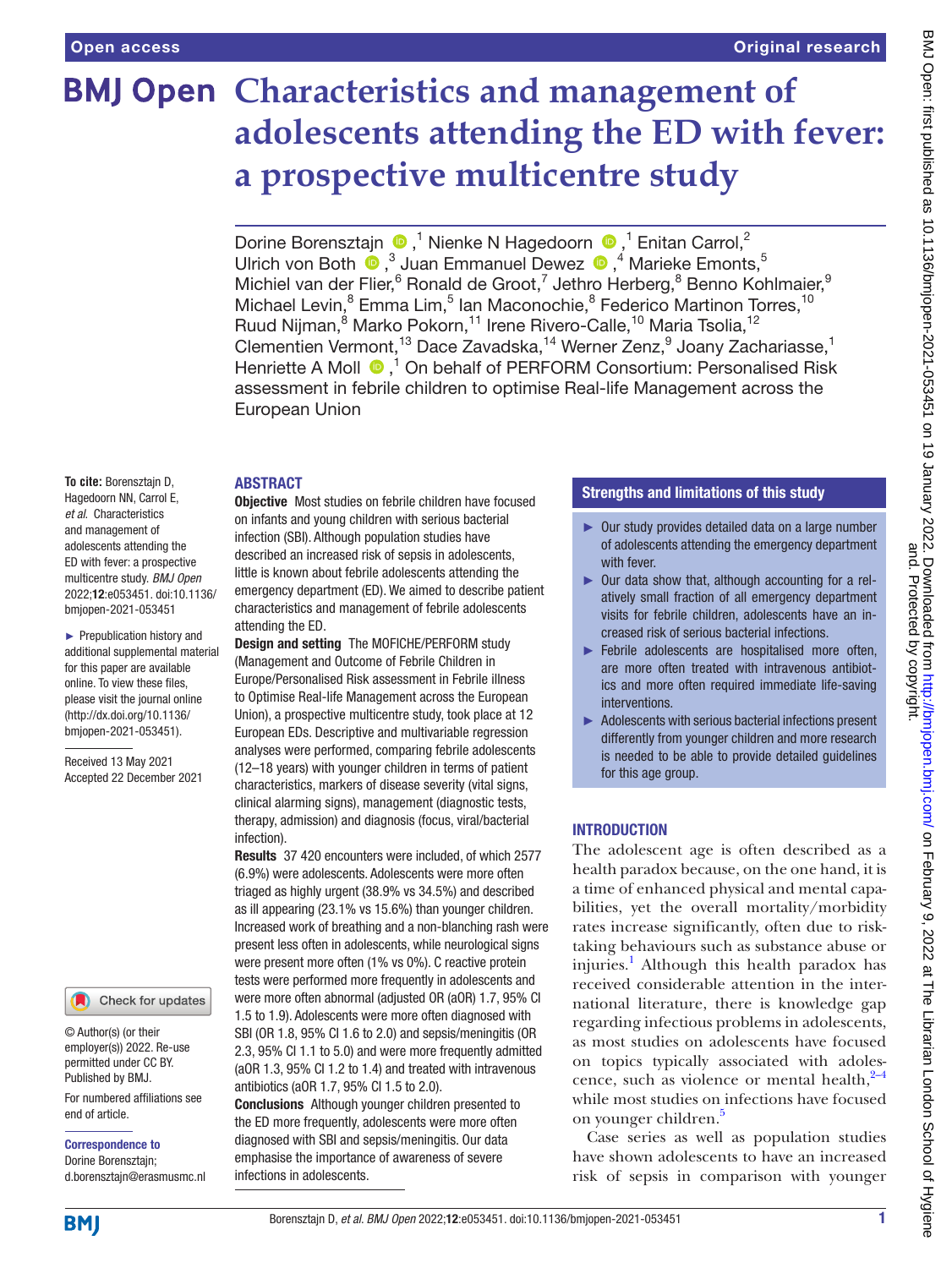Open access

Original research

# Characteristics and management of adolescents attending the ED with fever: a prospective multicentre study

Dorine Borensztajn ,[1] Nienke N Hagedoorn ,[1] Enitan Carrol,[2] Ulrich von Both ,[3] Juan Emmanuel Dewez ,[4] Marieke Emonts,[5] Michiel van der Flier,[6] Ronald de Groot,[7] Jethro Herberg,[8] Benno Kohlmaier,[9] Michael Levin,[8] Emma Lim,[5] Ian Maconochie,[8] Federico Martinon Torres,[10] Ruud Nijman,[8] Marko Pokorn,[11] Irene Rivero-Calle,[10] Maria Tsolia,[12] Clementien Vermont,[13] Dace Zavadska,[14] Werner Zenz,[9] Joany Zachariasse,[1] Henriette A Moll ,[1] On behalf of PERFORM Consortium: Personalised Risk assessment in febrile children to optimise Real-life Management across the European Union

**To cite:** Borensztajn D, Hagedoorn NN, Carrol E, *et al*. Characteristics and management of adolescents attending the ED with fever: a prospective multicentre study. *BMJ Open* 2022;**12**:e053451. doi:10.1136/bmjopen-2021-053451

- Prepublication history and additional supplemental material for this paper are available online. To view these files, please visit the journal online (http://dx.doi.org/10.1136/bmjopen-2021-053451).

Received 13 May 2021
Accepted 22 December 2021

© Author(s) (or their employer(s)) 2022. Re-use permitted under CC BY. Published by BMJ.

For numbered affiliations see end of article.

**Correspondence to**
Dorine Borensztajn;
d.borensztajn@erasmusmc.nl

## ABSTRACT

**Objective** Most studies on febrile children have focused on infants and young children with serious bacterial infection (SBI). Although population studies have described an increased risk of sepsis in adolescents, little is known about febrile adolescents attending the emergency department (ED). We aimed to describe patient characteristics and management of febrile adolescents attending the ED.

**Design and setting** The MOFICHE/PERFORM study (Management and Outcome of Febrile Children in Europe/Personalised Risk assessment in Febrile illness to Optimise Real-life Management across the European Union), a prospective multicentre study, took place at 12 European EDs. Descriptive and multivariable regression analyses were performed, comparing febrile adolescents (12–18 years) with younger children in terms of patient characteristics, markers of disease severity (vital signs, clinical alarming signs), management (diagnostic tests, therapy, admission) and diagnosis (focus, viral/bacterial infection).

**Results** 37 420 encounters were included, of which 2577 (6.9%) were adolescents. Adolescents were more often triaged as highly urgent (38.9% vs 34.5%) and described as ill appearing (23.1% vs 15.6%) than younger children. Increased work of breathing and a non-blanching rash were present less often in adolescents, while neurological signs were present more often (1% vs 0%). C reactive protein tests were performed more frequently in adolescents and were more often abnormal (adjusted OR (aOR) 1.7, 95% CI 1.5 to 1.9). Adolescents were more often diagnosed with SBI (OR 1.8, 95% CI 1.6 to 2.0) and sepsis/meningitis (OR 2.3, 95% CI 1.1 to 5.0) and were more frequently admitted (aOR 1.3, 95% CI 1.2 to 1.4) and treated with intravenous antibiotics (aOR 1.7, 95% CI 1.5 to 2.0).

**Conclusions** Although younger children presented to the ED more frequently, adolescents were more often diagnosed with SBI and sepsis/meningitis. Our data emphasise the importance of awareness of severe infections in adolescents.

### Strengths and limitations of this study

- Our study provides detailed data on a large number of adolescents attending the emergency department with fever.
- Our data show that, although accounting for a relatively small fraction of all emergency department visits for febrile children, adolescents have an increased risk of serious bacterial infections.
- Febrile adolescents are hospitalised more often, are more often treated with intravenous antibiotics and more often required immediate life-saving interventions.
- Adolescents with serious bacterial infections present differently from younger children and more research is needed to be able to provide detailed guidelines for this age group.

## INTRODUCTION

The adolescent age is often described as a health paradox because, on the one hand, it is a time of enhanced physical and mental capabilities, yet the overall mortality/morbidity rates increase significantly, often due to risk-taking behaviours such as substance abuse or injuries.[1] Although this health paradox has received considerable attention in the international literature, there is knowledge gap regarding infectious problems in adolescents, as most studies on adolescents have focused on topics typically associated with adolescence, such as violence or mental health,[2–4] while most studies on infections have focused on younger children.[5]

Case series as well as population studies have shown adolescents to have an increased risk of sepsis in comparison with younger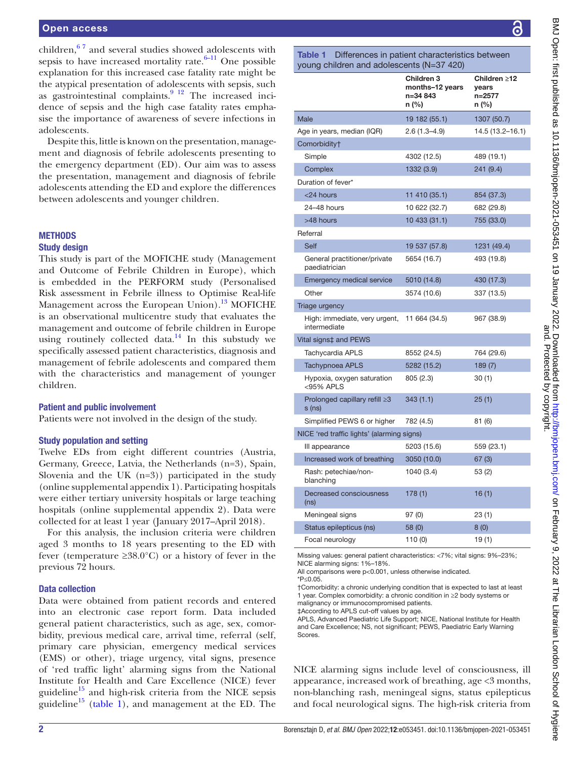children,[6 7] and several studies showed adolescents with sepsis to have increased mortality rate.[6–11] One possible explanation for this increased case fatality rate might be the atypical presentation of adolescents with sepsis, such as gastrointestinal complaints.[9 12] The increased incidence of sepsis and the high case fatality rates emphasise the importance of awareness of severe infections in adolescents.

Despite this, little is known on the presentation, management and diagnosis of febrile adolescents presenting to the emergency department (ED). Our aim was to assess the presentation, management and diagnosis of febrile adolescents attending the ED and explore the differences between adolescents and younger children.

## METHODS

### Study design

This study is part of the MOFICHE study (Management and Outcome of Febrile Children in Europe), which is embedded in the PERFORM study (Personalised Risk assessment in Febrile illness to Optimise Real-life Management across the European Union).[13] MOFICHE is an observational multicentre study that evaluates the management and outcome of febrile children in Europe using routinely collected data.[14] In this substudy we specifically assessed patient characteristics, diagnosis and management of febrile adolescents and compared them with the characteristics and management of younger children.

### Patient and public involvement

Patients were not involved in the design of the study.

### Study population and setting

Twelve EDs from eight different countries (Austria, Germany, Greece, Latvia, the Netherlands (n=3), Spain, Slovenia and the UK (n=3)) participated in the study (online supplemental appendix 1). Participating hospitals were either tertiary university hospitals or large teaching hospitals (online supplemental appendix 2). Data were collected for at least 1 year (January 2017–April 2018).

For this analysis, the inclusion criteria were children aged 3 months to 18 years presenting to the ED with fever (temperature ≥38.0°C) or a history of fever in the previous 72 hours.

### Data collection

Data were obtained from patient records and entered into an electronic case report form. Data included general patient characteristics, such as age, sex, comorbidity, previous medical care, arrival time, referral (self, primary care physician, emergency medical services (EMS) or other), triage urgency, vital signs, presence of 'red traffic light' alarming signs from the National Institute for Health and Care Excellence (NICE) fever guideline[15] and high-risk criteria from the NICE sepsis guideline[15] (table 1), and management at the ED. The NICE alarming signs include level of consciousness, ill appearance, increased work of breathing, age <3 months, non-blanching rash, meningeal signs, status epilepticus and focal neurological signs. The high-risk criteria from

**Table 1** Differences in patient characteristics between young children and adolescents (N=37 420)

| | Children 3 months–12 years n=34 843 n (%) | Children ≥12 years n=2577 n (%) |
|---|---|---|
| Male | 19 182 (55.1) | 1307 (50.7) |
| Age in years, median (IQR) | 2.6 (1.3–4.9) | 14.5 (13.2–16.1) |
| Comorbidity† | | |
| Simple | 4302 (12.5) | 489 (19.1) |
| Complex | 1332 (3.9) | 241 (9.4) |
| Duration of fever* | | |
| <24 hours | 11 410 (35.1) | 854 (37.3) |
| 24–48 hours | 10 622 (32.7) | 682 (29.8) |
| >48 hours | 10 433 (31.1) | 755 (33.0) |
| Referral | | |
| Self | 19 537 (57.8) | 1231 (49.4) |
| General practitioner/private paediatrician | 5654 (16.7) | 493 (19.8) |
| Emergency medical service | 5010 (14.8) | 430 (17.3) |
| Other | 3574 (10.6) | 337 (13.5) |
| Triage urgency | | |
| High: immediate, very urgent, intermediate | 11 664 (34.5) | 967 (38.9) |
| Vital signs‡ and PEWS | | |
| Tachycardia APLS | 8552 (24.5) | 764 (29.6) |
| Tachypnoea APLS | 5282 (15.2) | 189 (7) |
| Hypoxia, oxygen saturation <95% APLS | 805 (2.3) | 30 (1) |
| Prolonged capillary refill ≥3 s (ns) | 343 (1.1) | 25 (1) |
| Simplified PEWS 6 or higher | 782 (4.5) | 81 (6) |
| NICE 'red traffic lights' (alarming signs) | | |
| Ill appearance | 5203 (15.6) | 559 (23.1) |
| Increased work of breathing | 3050 (10.0) | 67 (3) |
| Rash: petechiae/non-blanching | 1040 (3.4) | 53 (2) |
| Decreased consciousness (ns) | 178 (1) | 16 (1) |
| Meningeal signs | 97 (0) | 23 (1) |
| Status epilepticus (ns) | 58 (0) | 8 (0) |
| Focal neurology | 110 (0) | 19 (1) |

Missing values: general patient characteristics: <7%; vital signs: 9%–23%; NICE alarming signs: 1%–18%.
All comparisons were p<0.001, unless otherwise indicated.
*P≤0.05.
†Comorbidity: a chronic underlying condition that is expected to last at least 1 year. Complex comorbidity: a chronic condition in ≥2 body systems or malignancy or immunocompromised patients.
‡According to APLS cut-off values by age.
APLS, Advanced Paediatric Life Support; NICE, National Institute for Health and Care Excellence; NS, not significant; PEWS, Paediatric Early Warning Scores.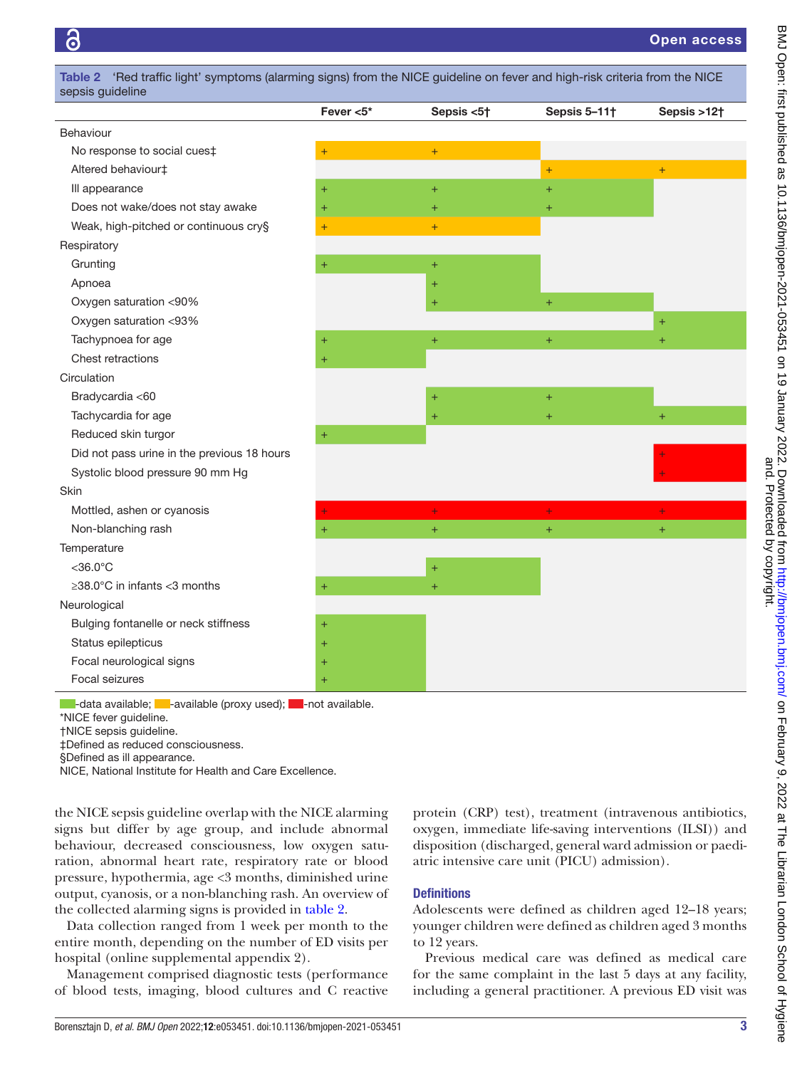**Table 2** 'Red traffic light' symptoms (alarming signs) from the NICE guideline on fever and high-risk criteria from the NICE sepsis guideline

| | Fever <5* | Sepsis <5† | Sepsis 5–11† | Sepsis >12† |
|---|---|---|---|---|
| **Behaviour** | | | | |
| No response to social cues‡ | + | + | | |
| Altered behaviour‡ | | | + | + |
| Ill appearance | + | + | + | |
| Does not wake/does not stay awake | + | + | + | |
| Weak, high-pitched or continuous cry§ | + | + | | |
| **Respiratory** | | | | |
| Grunting | + | + | | |
| Apnoea | | + | | |
| Oxygen saturation <90% | | + | + | |
| Oxygen saturation <93% | | | | + |
| Tachypnoea for age | + | + | + | + |
| Chest retractions | + | | | |
| **Circulation** | | | | |
| Bradycardia <60 | | + | + | |
| Tachycardia for age | | + | + | + |
| Reduced skin turgor | + | | | |
| Did not pass urine in the previous 18 hours | | | | + |
| Systolic blood pressure 90 mm Hg | | | | + |
| **Skin** | | | | |
| Mottled, ashen or cyanosis | + | + | + | + |
| Non-blanching rash | + | + | + | + |
| **Temperature** | | | | |
| <36.0°C | | + | | |
| ≥38.0°C in infants <3 months | + | + | | |
| **Neurological** | | | | |
| Bulging fontanelle or neck stiffness | + | | | |
| Status epilepticus | + | | | |
| Focal neurological signs | + | | | |
| Focal seizures | + | | | |

Green-data available; Orange-available (proxy used); Red-not available. (Proxy used: No response to social cues, Altered behaviour, Weak, high-pitched or continuous cry. Not available: Did not pass urine in the previous 18 hours, Systolic blood pressure 90 mm Hg, Mottled, ashen or cyanosis.)

*NICE fever guideline.
†NICE sepsis guideline.
‡Defined as reduced consciousness.
§Defined as ill appearance.
NICE, National Institute for Health and Care Excellence.

the NICE sepsis guideline overlap with the NICE alarming signs but differ by age group, and include abnormal behaviour, decreased consciousness, low oxygen saturation, abnormal heart rate, respiratory rate or blood pressure, hypothermia, age <3 months, diminished urine output, cyanosis, or a non-blanching rash. An overview of the collected alarming signs is provided in table 2.

Data collection ranged from 1 week per month to the entire month, depending on the number of ED visits per hospital (online supplemental appendix 2).

Management comprised diagnostic tests (performance of blood tests, imaging, blood cultures and C reactive protein (CRP) test), treatment (intravenous antibiotics, oxygen, immediate life-saving interventions (ILSI)) and disposition (discharged, general ward admission or paediatric intensive care unit (PICU) admission).

## Definitions

Adolescents were defined as children aged 12–18 years; younger children were defined as children aged 3 months to 12 years.

Previous medical care was defined as medical care for the same complaint in the last 5 days at any facility, including a general practitioner. A previous ED visit was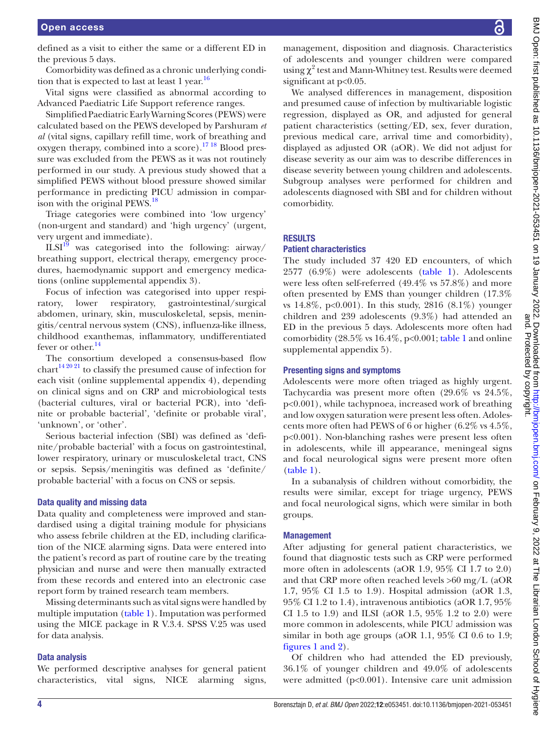defined as a visit to either the same or a different ED in the previous 5 days.

Comorbidity was defined as a chronic underlying condition that is expected to last at least 1 year.[16]

Vital signs were classified as abnormal according to Advanced Paediatric Life Support reference ranges.

Simplified Paediatric Early Warning Scores (PEWS) were calculated based on the PEWS developed by Parshuram *et al* (vital signs, capillary refill time, work of breathing and oxygen therapy, combined into a score).[17 18] Blood pressure was excluded from the PEWS as it was not routinely performed in our study. A previous study showed that a simplified PEWS without blood pressure showed similar performance in predicting PICU admission in comparison with the original PEWS.[18]

Triage categories were combined into 'low urgency' (non-urgent and standard) and 'high urgency' (urgent, very urgent and immediate).

ILSI[19] was categorised into the following: airway/breathing support, electrical therapy, emergency procedures, haemodynamic support and emergency medications (online supplemental appendix 3).

Focus of infection was categorised into upper respiratory, lower respiratory, gastrointestinal/surgical abdomen, urinary, skin, musculoskeletal, sepsis, meningitis/central nervous system (CNS), influenza-like illness, childhood exanthemas, inflammatory, undifferentiated fever or other.[14]

The consortium developed a consensus-based flow chart[14 20 21] to classify the presumed cause of infection for each visit (online supplemental appendix 4), depending on clinical signs and on CRP and microbiological tests (bacterial cultures, viral or bacterial PCR), into 'definite or probable bacterial', 'definite or probable viral', 'unknown', or 'other'.

Serious bacterial infection (SBI) was defined as 'definite/probable bacterial' with a focus on gastrointestinal, lower respiratory, urinary or musculoskeletal tract, CNS or sepsis. Sepsis/meningitis was defined as 'definite/probable bacterial' with a focus on CNS or sepsis.

### Data quality and missing data

Data quality and completeness were improved and standardised using a digital training module for physicians who assess febrile children at the ED, including clarification of the NICE alarming signs. Data were entered into the patient's record as part of routine care by the treating physician and nurse and were then manually extracted from these records and entered into an electronic case report form by trained research team members.

Missing determinants such as vital signs were handled by multiple imputation (table 1). Imputation was performed using the MICE package in R V.3.4. SPSS V.25 was used for data analysis.

### Data analysis

We performed descriptive analyses for general patient characteristics, vital signs, NICE alarming signs, management, disposition and diagnosis. Characteristics of adolescents and younger children were compared using $\chi^2$ test and Mann-Whitney test. Results were deemed significant at $p<0.05$.

We analysed differences in management, disposition and presumed cause of infection by multivariable logistic regression, displayed as OR, and adjusted for general patient characteristics (setting/ED, sex, fever duration, previous medical care, arrival time and comorbidity), displayed as adjusted OR (aOR). We did not adjust for disease severity as our aim was to describe differences in disease severity between young children and adolescents. Subgroup analyses were performed for children and adolescents diagnosed with SBI and for children without comorbidity.

## RESULTS

### Patient characteristics

The study included 37 420 ED encounters, of which 2577 (6.9%) were adolescents (table 1). Adolescents were less often self-referred (49.4% vs 57.8%) and more often presented by EMS than younger children (17.3% vs 14.8%, p<0.001). In this study, 2816 (8.1%) younger children and 239 adolescents (9.3%) had attended an ED in the previous 5 days. Adolescents more often had comorbidity (28.5% vs 16.4%, p<0.001; table 1 and online supplemental appendix 5).

### Presenting signs and symptoms

Adolescents were more often triaged as highly urgent. Tachycardia was present more often (29.6% vs 24.5%, p<0.001), while tachypnoea, increased work of breathing and low oxygen saturation were present less often. Adolescents more often had PEWS of 6 or higher (6.2% vs 4.5%, p<0.001). Non-blanching rashes were present less often in adolescents, while ill appearance, meningeal signs and focal neurological signs were present more often (table 1).

In a subanalysis of children without comorbidity, the results were similar, except for triage urgency, PEWS and focal neurological signs, which were similar in both groups.

### Management

After adjusting for general patient characteristics, we found that diagnostic tests such as CRP were performed more often in adolescents (aOR 1.9, 95% CI 1.7 to 2.0) and that CRP more often reached levels >60 mg/L (aOR 1.7, 95% CI 1.5 to 1.9). Hospital admission (aOR 1.3, 95% CI 1.2 to 1.4), intravenous antibiotics (aOR 1.7, 95% CI 1.5 to 1.9) and ILSI (aOR 1.5, 95% 1.2 to 2.0) were more common in adolescents, while PICU admission was similar in both age groups (aOR 1.1, 95% CI 0.6 to 1.9; figures 1 and 2).

Of children who had attended the ED previously, 36.1% of younger children and 49.0% of adolescents were admitted (p<0.001). Intensive care unit admission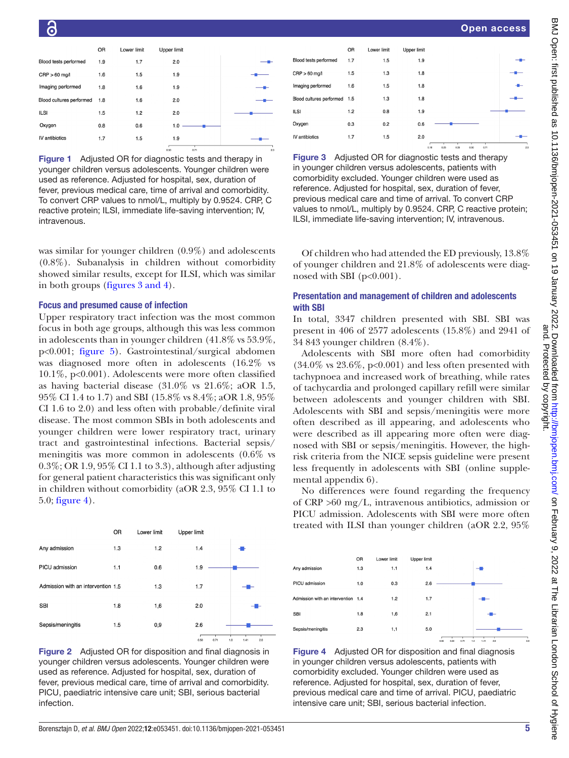| | OR | Lower limit | Upper limit |
|---|---|---|---|
| Blood tests performed | 1.9 | 1.7 | 2.0 |
| CRP > 60 mg/l | 1.6 | 1.5 | 1.9 |
| Imaging performed | 1.8 | 1.6 | 1.9 |
| Blood cultures performed | 1.8 | 1.6 | 2.0 |
| ILSI | 1.5 | 1.2 | 2.0 |
| Oxygen | 0.8 | 0.6 | 1.0 |
| IV antibiotics | 1.7 | 1.5 | 1.9 |

**Figure 1** Adjusted OR for diagnostic tests and therapy in younger children versus adolescents. Younger children were used as reference. Adjusted for hospital, sex, duration of fever, previous medical care, time of arrival and comorbidity. To convert CRP values to nmol/L, multiply by 0.9524. CRP, C reactive protein; ILSI, immediate life-saving intervention; IV, intravenous.

was similar for younger children (0.9%) and adolescents (0.8%). Subanalysis in children without comorbidity showed similar results, except for ILSI, which was similar in both groups (figures 3 and 4).

### Focus and presumed cause of infection

Upper respiratory tract infection was the most common focus in both age groups, although this was less common in adolescents than in younger children (41.8% vs 53.9%, p<0.001; figure 5). Gastrointestinal/surgical abdomen was diagnosed more often in adolescents (16.2% vs 10.1%, p<0.001). Adolescents were more often classified as having bacterial disease (31.0% vs 21.6%; aOR 1.5, 95% CI 1.4 to 1.7) and SBI (15.8% vs 8.4%; aOR 1.8, 95% CI 1.6 to 2.0) and less often with probable/definite viral disease. The most common SBIs in both adolescents and younger children were lower respiratory tract, urinary tract and gastrointestinal infections. Bacterial sepsis/meningitis was more common in adolescents (0.6% vs 0.3%; OR 1.9, 95% CI 1.1 to 3.3), although after adjusting for general patient characteristics this was significant only in children without comorbidity (aOR 2.3, 95% CI 1.1 to 5.0; figure 4).

| | OR | Lower limit | Upper limit |
|---|---|---|---|
| Any admission | 1.3 | 1.2 | 1.4 |
| PICU admission | 1.1 | 0.6 | 1.9 |
| Admission with an intervention | 1.5 | 1.3 | 1.7 |
| SBI | 1.8 | 1,6 | 2.0 |
| Sepsis/meningitis | 1.5 | 0,9 | 2.6 |

**Figure 2** Adjusted OR for disposition and final diagnosis in younger children versus adolescents. Younger children were used as reference. Adjusted for hospital, sex, duration of fever, previous medical care, time of arrival and comorbidity. PICU, paediatric intensive care unit; SBI, serious bacterial infection.

| | OR | Lower limit | Upper limit |
|---|---|---|---|
| Blood tests performed | 1.7 | 1.5 | 1.9 |
| CRP > 60 mg/l | 1.5 | 1.3 | 1.8 |
| Imaging performed | 1.6 | 1.5 | 1.8 |
| Blood cultures performed | 1.5 | 1.3 | 1.8 |
| ILSI | 1.2 | 0.8 | 1.9 |
| Oxygen | 0.3 | 0.2 | 0.6 |
| IV antibiotics | 1.7 | 1.5 | 2.0 |

**Figure 3** Adjusted OR for diagnostic tests and therapy in younger children versus adolescents, patients with comorbidity excluded. Younger children were used as reference. Adjusted for hospital, sex, duration of fever, previous medical care and time of arrival. To convert CRP values to nmol/L, multiply by 0.9524. CRP, C reactive protein; ILSI, immediate life-saving intervention; IV, intravenous.

Of children who had attended the ED previously, 13.8% of younger children and 21.8% of adolescents were diagnosed with SBI (p<0.001).

### Presentation and management of children and adolescents with SBI

In total, 3347 children presented with SBI. SBI was present in 406 of 2577 adolescents (15.8%) and 2941 of 34 843 younger children (8.4%).

Adolescents with SBI more often had comorbidity (34.0% vs 23.6%, p<0.001) and less often presented with tachypnoea and increased work of breathing, while rates of tachycardia and prolonged capillary refill were similar between adolescents and younger children with SBI. Adolescents with SBI and sepsis/meningitis were more often described as ill appearing, and adolescents who were described as ill appearing more often were diagnosed with SBI or sepsis/meningitis. However, the high-risk criteria from the NICE sepsis guideline were present less frequently in adolescents with SBI (online supplemental appendix 6).

No differences were found regarding the frequency of CRP >60 mg/L, intravenous antibiotics, admission or PICU admission. Adolescents with SBI were more often treated with ILSI than younger children (aOR 2.2, 95%

| | OR | Lower limit | Upper limit |
|---|---|---|---|
| Any admission | 1.3 | 1.1 | 1.4 |
| PICU admission | 1.0 | 0.3 | 2.6 |
| Admission with an intervention | 1.4 | 1.2 | 1.7 |
| SBI | 1.8 | 1,6 | 2.1 |
| Sepsis/meningitis | 2.3 | 1,1 | 5.0 |

**Figure 4** Adjusted OR for disposition and final diagnosis in younger children versus adolescents, patients with comorbidity excluded. Younger children were used as reference. Adjusted for hospital, sex, duration of fever, previous medical care and time of arrival. PICU, paediatric intensive care unit; SBI, serious bacterial infection.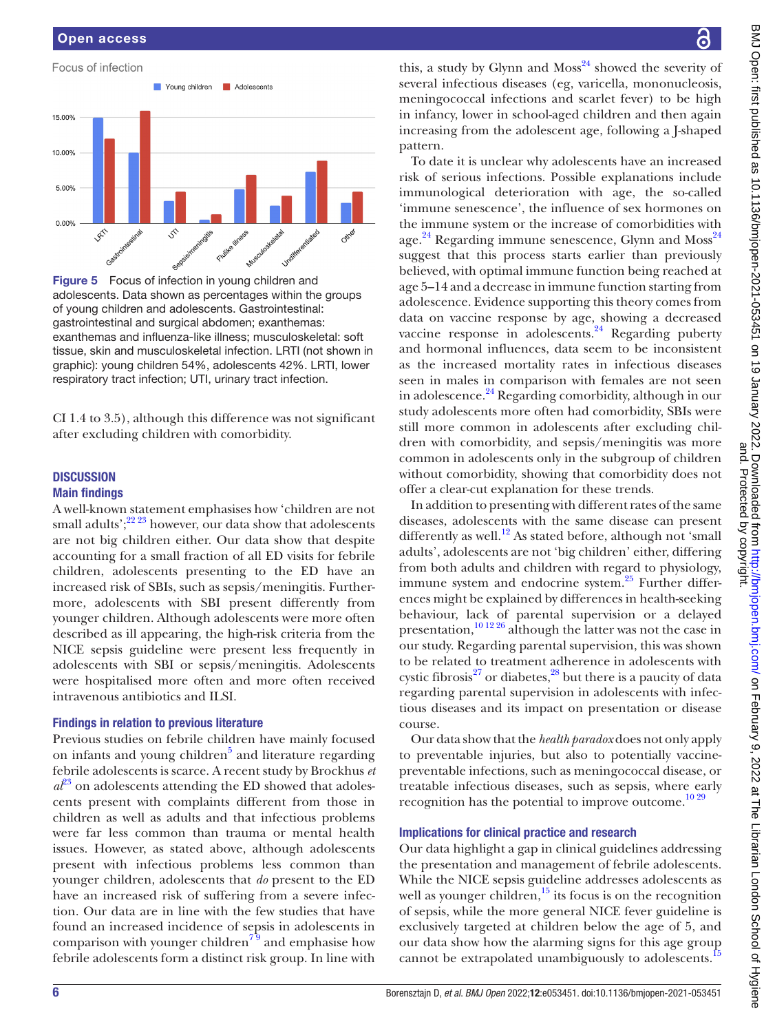Focus of infection

Figure 5 Focus of infection in young children and adolescents. Data shown as percentages within the groups of young children and adolescents. Gastrointestinal: gastrointestinal and surgical abdomen; exanthemas: exanthemas and influenza-like illness; musculoskeletal: soft tissue, skin and musculoskeletal infection. LRTI (not shown in graphic): young children 54%, adolescents 42%. LRTI, lower respiratory tract infection; UTI, urinary tract infection.

CI 1.4 to 3.5), although this difference was not significant after excluding children with comorbidity.

## DISCUSSION

### Main findings

A well-known statement emphasises how 'children are not small adults';[22 23] however, our data show that adolescents are not big children either. Our data show that despite accounting for a small fraction of all ED visits for febrile children, adolescents presenting to the ED have an increased risk of SBIs, such as sepsis/meningitis. Furthermore, adolescents with SBI present differently from younger children. Although adolescents were more often described as ill appearing, the high-risk criteria from the NICE sepsis guideline were present less frequently in adolescents with SBI or sepsis/meningitis. Adolescents were hospitalised more often and more often received intravenous antibiotics and ILSI.

### Findings in relation to previous literature

Previous studies on febrile children have mainly focused on infants and young children[5] and literature regarding febrile adolescents is scarce. A recent study by Brockhus *et al*[23] on adolescents attending the ED showed that adolescents present with complaints different from those in children as well as adults and that infectious problems were far less common than trauma or mental health issues. However, as stated above, although adolescents present with infectious problems less common than younger children, adolescents that *do* present to the ED have an increased risk of suffering from a severe infection. Our data are in line with the few studies that have found an increased incidence of sepsis in adolescents in comparison with younger children[7 9] and emphasise how febrile adolescents form a distinct risk group. In line with this, a study by Glynn and Moss[24] showed the severity of several infectious diseases (eg, varicella, mononucleosis, meningococcal infections and scarlet fever) to be high in infancy, lower in school-aged children and then again increasing from the adolescent age, following a J-shaped pattern.

To date it is unclear why adolescents have an increased risk of serious infections. Possible explanations include immunological deterioration with age, the so-called 'immune senescence', the influence of sex hormones on the immune system or the increase of comorbidities with age.[24] Regarding immune senescence, Glynn and Moss[24] suggest that this process starts earlier than previously believed, with optimal immune function being reached at age 5–14 and a decrease in immune function starting from adolescence. Evidence supporting this theory comes from data on vaccine response by age, showing a decreased vaccine response in adolescents.[24] Regarding puberty and hormonal influences, data seem to be inconsistent as the increased mortality rates in infectious diseases seen in males in comparison with females are not seen in adolescence.[24] Regarding comorbidity, although in our study adolescents more often had comorbidity, SBIs were still more common in adolescents after excluding children with comorbidity, and sepsis/meningitis was more common in adolescents only in the subgroup of children without comorbidity, showing that comorbidity does not offer a clear-cut explanation for these trends.

In addition to presenting with different rates of the same diseases, adolescents with the same disease can present differently as well.[12] As stated before, although not 'small adults', adolescents are not 'big children' either, differing from both adults and children with regard to physiology, immune system and endocrine system.[25] Further differences might be explained by differences in health-seeking behaviour, lack of parental supervision or a delayed presentation,[10 12 26] although the latter was not the case in our study. Regarding parental supervision, this was shown to be related to treatment adherence in adolescents with cystic fibrosis[27] or diabetes,[28] but there is a paucity of data regarding parental supervision in adolescents with infectious diseases and its impact on presentation or disease course.

Our data show that the *health paradox* does not only apply to preventable injuries, but also to potentially vaccine-preventable infections, such as meningococcal disease, or treatable infectious diseases, such as sepsis, where early recognition has the potential to improve outcome.[10 29]

### Implications for clinical practice and research

Our data highlight a gap in clinical guidelines addressing the presentation and management of febrile adolescents. While the NICE sepsis guideline addresses adolescents as well as younger children,[15] its focus is on the recognition of sepsis, while the more general NICE fever guideline is exclusively targeted at children below the age of 5, and our data show how the alarming signs for this age group cannot be extrapolated unambiguously to adolescents.[15]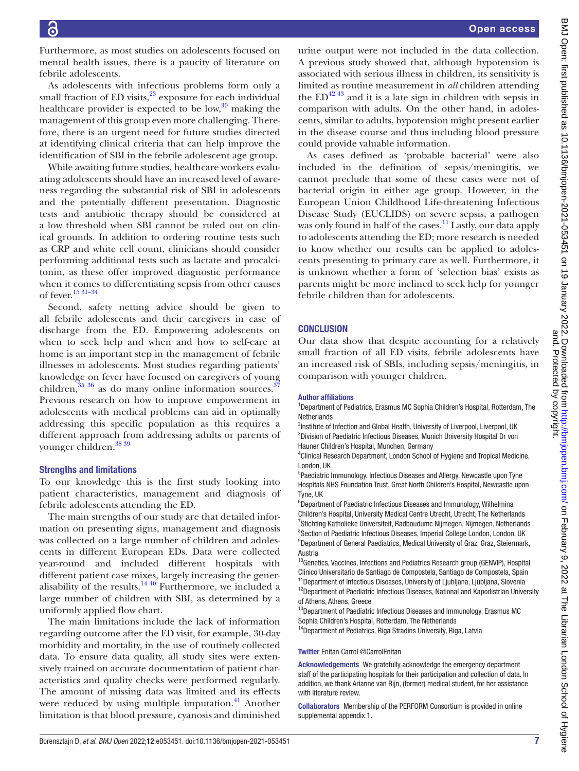Furthermore, as most studies on adolescents focused on mental health issues, there is a paucity of literature on febrile adolescents.

As adolescents with infectious problems form only a small fraction of ED visits,[23] exposure for each individual healthcare provider is expected to be low,[30] making the management of this group even more challenging. Therefore, there is an urgent need for future studies directed at identifying clinical criteria that can help improve the identification of SBI in the febrile adolescent age group.

While awaiting future studies, healthcare workers evaluating adolescents should have an increased level of awareness regarding the substantial risk of SBI in adolescents and the potentially different presentation. Diagnostic tests and antibiotic therapy should be considered at a low threshold when SBI cannot be ruled out on clinical grounds. In addition to ordering routine tests such as CRP and white cell count, clinicians should consider performing additional tests such as lactate and procalcitonin, as these offer improved diagnostic performance when it comes to differentiating sepsis from other causes of fever.[15 31–34]

Second, safety netting advice should be given to all febrile adolescents and their caregivers in case of discharge from the ED. Empowering adolescents on when to seek help and when and how to self-care at home is an important step in the management of febrile illnesses in adolescents. Most studies regarding patients' knowledge on fever have focused on caregivers of young children,[35 36] as do many online information sources.[37] Previous research on how to improve empowerment in adolescents with medical problems can aid in optimally addressing this specific population as this requires a different approach from addressing adults or parents of younger children.[38 39]

### Strengths and limitations

To our knowledge this is the first study looking into patient characteristics, management and diagnosis of febrile adolescents attending the ED.

The main strengths of our study are that detailed information on presenting signs, management and diagnosis was collected on a large number of children and adolescents in different European EDs. Data were collected year-round and included different hospitals with different patient case mixes, largely increasing the generalisability of the results.[14 40] Furthermore, we included a large number of children with SBI, as determined by a uniformly applied flow chart.

The main limitations include the lack of information regarding outcome after the ED visit, for example, 30-day morbidity and mortality, in the use of routinely collected data. To ensure data quality, all study sites were extensively trained on accurate documentation of patient characteristics and quality checks were performed regularly. The amount of missing data was limited and its effects were reduced by using multiple imputation.[41] Another limitation is that blood pressure, cyanosis and diminished urine output were not included in the data collection. A previous study showed that, although hypotension is associated with serious illness in children, its sensitivity is limited as routine measurement in *all* children attending the ED[42 43] and it is a late sign in children with sepsis in comparison with adults. On the other hand, in adolescents, similar to adults, hypotension might present earlier in the disease course and thus including blood pressure could provide valuable information.

As cases defined as 'probable bacterial' were also included in the definition of sepsis/meningitis, we cannot preclude that some of these cases were not of bacterial origin in either age group. However, in the European Union Childhood Life-threatening Infectious Disease Study (EUCLIDS) on severe sepsis, a pathogen was only found in half of the cases.[11] Lastly, our data apply to adolescents attending the ED; more research is needed to know whether our results can be applied to adolescents presenting to primary care as well. Furthermore, it is unknown whether a form of 'selection bias' exists as parents might be more inclined to seek help for younger febrile children than for adolescents.

## CONCLUSION

Our data show that despite accounting for a relatively small fraction of all ED visits, febrile adolescents have an increased risk of SBIs, including sepsis/meningitis, in comparison with younger children.

#### Author affiliations

[1]Department of Pediatrics, Erasmus MC Sophia Children's Hospital, Rotterdam, The Netherlands
[2]Institute of Infection and Global Health, University of Liverpool, Liverpool, UK
[3]Division of Paediatric Infectious Diseases, Munich University Hospital Dr von Hauner Children's Hospital, Munchen, Germany
[4]Clinical Research Department, London School of Hygiene and Tropical Medicine, London, UK
[5]Paediatric Immunology, Infectious Diseases and Allergy, Newcastle upon Tyne Hospitals NHS Foundation Trust, Great North Children's Hospital, Newcastle upon Tyne, UK
[6]Department of Paediatric Infectious Diseases and Immunology, Wilhelmina Children's Hospital, University Medical Centre Utrecht, Utrecht, The Netherlands
[7]Stichting Katholieke Universiteit, Radboudumc Nijmegen, Nijmegen, Netherlands
[8]Section of Paediatric Infectious Diseases, Imperial College London, London, UK
[9]Department of General Paediatrics, Medical University of Graz, Graz, Steiermark, Austria
[10]Genetics, Vaccines, Infections and Pediatrics Research group (GENVIP), Hospital Clínico Universitario de Santiago de Compostela, Santiago de Compostela, Spain
[11]Department of Infectious Diseases, University of Ljubljana, Ljubljana, Slovenia
[12]Department of Paediatric Infectious Diseases, National and Kapodistrian University of Athens, Athens, Greece
[13]Department of Paediatric Infectious Diseases and Immunology, Erasmus MC Sophia Children's Hospital, Rotterdam, The Netherlands
[14]Department of Pediatrics, Riga Stradins University, Riga, Latvia

**Twitter** Enitan Carrol @CarrolEnitan

**Acknowledgements** We gratefully acknowledge the emergency department staff of the participating hospitals for their participation and collection of data. In addition, we thank Arianne van Rijn, (former) medical student, for her assistance with literature review.

**Collaborators** Membership of the PERFORM Consortium is provided in online supplemental appendix 1.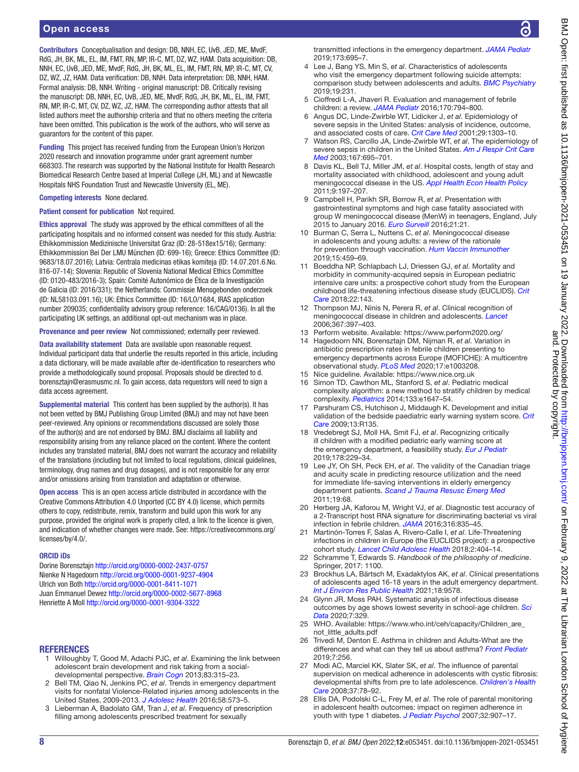**Contributors** Conceptualisation and design: DB, NNH, EC, UvB, JED, ME, MvdF, RdG, JH, BK, ML, EL, IM, FMT, RN, MP, IR-C, MT, DZ, WZ, HAM. Data acquisition: DB, NNH, EC, UvB, JED, ME, MvdF, RdG, JH, BK, ML, EL, IM, FMT, RN, MP, IR-C, MT, CV, DZ, WZ, JZ, HAM. Data verification: DB, NNH, HAM. Data interpretation: DB, NNH, HAM. Formal analysis: DB, NNH. Writing - original manuscript: DB. Critically revising the manuscript: DB, NNH, EC, UvB, JED, ME, MvdF, RdG, JH, BK, ML, EL, IM, FMT, RN, MP, IR-C, MT, CV, DZ, WZ, JZ, HAM. The corresponding author attests that all listed authors meet the authorship criteria and that no others meeting the criteria have been omitted. This publication is the work of the authors, who will serve as guarantors for the content of this paper.

**Funding** This project has received funding from the European Union's Horizon 2020 research and innovation programme under grant agreement number 668303. The research was supported by the National Institute for Health Research Biomedical Research Centre based at Imperial College (JH, ML) and at Newcastle Hospitals NHS Foundation Trust and Newcastle University (EL, ME).

**Competing interests** None declared.

**Patient consent for publication** Not required.

**Ethics approval** The study was approved by the ethical committees of all the participating hospitals and no informed consent was needed for this study. Austria: Ethikkommission Medizinische Universitat Graz (ID: 28-518ex15/16); Germany: Ethikkommission Bei Der LMU München (ID: 699-16); Greece: Ethics Committee (ID: 9683/18.07.2016); Latvia: Centrala medicinas etikas komiteja (ID: 14.07.201.6.No. Il16-07-14); Slovenia: Republic of Slovenia National Medical Ethics Committee (ID: 0120-483/2016-3); Spain: Comité Autonómico de Ética de la Investigación de Galicia (ID: 2016/331); the Netherlands: Commissie Mensgebonden onderzoek (ID: NL58103.091.16); UK: Ethics Committee (ID: 16/LO/1684, IRAS application number 209035; confidentiality advisory group reference: 16/CAG/0136). In all the participating UK settings, an additional opt-out mechanism was in place.

**Provenance and peer review** Not commissioned; externally peer reviewed.

**Data availability statement** Data are available upon reasonable request. Individual participant data that underlie the results reported in this article, including a data dictionary, will be made available after de-identification to researchers who provide a methodologically sound proposal. Proposals should be directed to d.borensztajn@erasmusmc.nl. To gain access, data requestors will need to sign a data access agreement.

**Supplemental material** This content has been supplied by the author(s). It has not been vetted by BMJ Publishing Group Limited (BMJ) and may not have been peer-reviewed. Any opinions or recommendations discussed are solely those of the author(s) and are not endorsed by BMJ. BMJ disclaims all liability and responsibility arising from any reliance placed on the content. Where the content includes any translated material, BMJ does not warrant the accuracy and reliability of the translations (including but not limited to local regulations, clinical guidelines, terminology, drug names and drug dosages), and is not responsible for any error and/or omissions arising from translation and adaptation or otherwise.

**Open access** This is an open access article distributed in accordance with the Creative Commons Attribution 4.0 Unported (CC BY 4.0) license, which permits others to copy, redistribute, remix, transform and build upon this work for any purpose, provided the original work is properly cited, a link to the licence is given, and indication of whether changes were made. See: https://creativecommons.org/licenses/by/4.0/.

**ORCID iDs**

Dorine Borensztajn http://orcid.org/0000-0002-2437-0757
Nienke N Hagedoorn http://orcid.org/0000-0001-9237-4904
Ulrich von Both http://orcid.org/0000-0001-8411-1071
Juan Emmanuel Dewez http://orcid.org/0000-0002-5677-8968
Henriette A Moll http://orcid.org/0000-0001-9304-3322

## REFERENCES

1. Willoughby T, Good M, Adachi PJC, *et al*. Examining the link between adolescent brain development and risk taking from a social-developmental perspective. *Brain Cogn* 2013;83:315–23.
2. Bell TM, Qiao N, Jenkins PC, *et al*. Trends in emergency department visits for nonfatal Violence-Related injuries among adolescents in the United States, 2009-2013. *J Adolesc Health* 2016;58:573–5.
3. Lieberman A, Badolato GM, Tran J, *et al*. Frequency of prescription filling among adolescents prescribed treatment for sexually transmitted infections in the emergency department. *JAMA Pediatr* 2019;173:695–7.
4. Lee J, Bang YS, Min S, *et al*. Characteristics of adolescents who visit the emergency department following suicide attempts: comparison study between adolescents and adults. *BMC Psychiatry* 2019;19:231.
5. Cioffredi L-A, Jhaveri R. Evaluation and management of febrile children: a review. *JAMA Pediatr* 2016;170:794–800.
6. Angus DC, Linde-Zwirble WT, Lidicker J, *et al*. Epidemiology of severe sepsis in the United States: analysis of incidence, outcome, and associated costs of care. *Crit Care Med* 2001;29:1303–10.
7. Watson RS, Carcillo JA, Linde-Zwirble WT, *et al*. The epidemiology of severe sepsis in children in the United States. *Am J Respir Crit Care Med* 2003;167:695–701.
8. Davis KL, Bell TJ, Miller JM, *et al*. Hospital costs, length of stay and mortality associated with childhood, adolescent and young adult meningococcal disease in the US. *Appl Health Econ Health Policy* 2011;9:197–207.
9. Campbell H, Parikh SR, Borrow R, *et al*. Presentation with gastrointestinal symptoms and high case fatality associated with group W meningococcal disease (MenW) in teenagers, England, July 2015 to January 2016. *Euro Surveill* 2016;21:21.
10. Burman C, Serra L, Nuttens C, *et al*. Meningococcal disease in adolescents and young adults: a review of the rationale for prevention through vaccination. *Hum Vaccin Immunother* 2019;15:459–69.
11. Boeddha NP, Schlapbach LJ, Driessen GJ, *et al*. Mortality and morbidity in community-acquired sepsis in European pediatric intensive care units: a prospective cohort study from the European childhood life-threatening infectious disease study (EUCLIDS). *Crit Care* 2018;22:143.
12. Thompson MJ, Ninis N, Perera R, *et al*. Clinical recognition of meningococcal disease in children and adolescents. *Lancet* 2006;367:397–403.
13. Perform website. Available: https://www.perform2020.org/
14. Hagedoorn NN, Borensztajn DM, Nijman R, *et al*. Variation in antibiotic prescription rates in febrile children presenting to emergency departments across Europe (MOFICHE): A multicentre observational study. *PLoS Med* 2020;17:e1003208.
15. Nice guideline. Available: https://www.nice.org.uk
16. Simon TD, Cawthon ML, Stanford S, *et al*. Pediatric medical complexity algorithm: a new method to stratify children by medical complexity. *Pediatrics* 2014;133:e1647–54.
17. Parshuram CS, Hutchison J, Middaugh K. Development and initial validation of the bedside paediatric early warning system score. *Crit Care* 2009;13:R135.
18. Vredebregt SJ, Moll HA, Smit FJ, *et al*. Recognizing critically ill children with a modified pediatric early warning score at the emergency department, a feasibility study. *Eur J Pediatr* 2019;178:229–34.
19. Lee JY, Oh SH, Peck EH, *et al*. The validity of the Canadian triage and acuity scale in predicting resource utilization and the need for immediate life-saving interventions in elderly emergency department patients. *Scand J Trauma Resusc Emerg Med* 2011;19:68.
20. Herberg JA, Kaforou M, Wright VJ, *et al*. Diagnostic test accuracy of a 2-Transcript host RNA signature for discriminating bacterial vs viral infection in febrile children. *JAMA* 2016;316:835–45.
21. Martinón-Torres F, Salas A, Rivero-Calle I, *et al*. Life-Threatening infections in children in Europe (the EUCLIDS project): a prospective cohort study. *Lancet Child Adolesc Health* 2018;2:404–14.
22. Schramme T, Edwards S. *Handbook of the philosophy of medicine*. Springer, 2017: 1100.
23. Brockhus LA, Bärtsch M, Exadaktylos AK, *et al*. Clinical presentations of adolescents aged 16-18 years in the adult emergency department. *Int J Environ Res Public Health* 2021;18:9578.
24. Glynn JR, Moss PAH. Systematic analysis of infectious disease outcomes by age shows lowest severity in school-age children. *Sci Data* 2020;7:329.
25. WHO. Available: https://www.who.int/ceh/capacity/Children_are_not_little_adults.pdf
26. Trivedi M, Denton E. Asthma in children and Adults-What are the differences and what can they tell us about asthma? *Front Pediatr* 2019;7:256.
27. Modi AC, Marciel KK, Slater SK, *et al*. The influence of parental supervision on medical adherence in adolescents with cystic fibrosis: developmental shifts from pre to late adolescence. *Children's Health Care* 2008;37:78–92.
28. Ellis DA, Podolski C-L, Frey M, *et al*. The role of parental monitoring in adolescent health outcomes: impact on regimen adherence in youth with type 1 diabetes. *J Pediatr Psychol* 2007;32:907–17.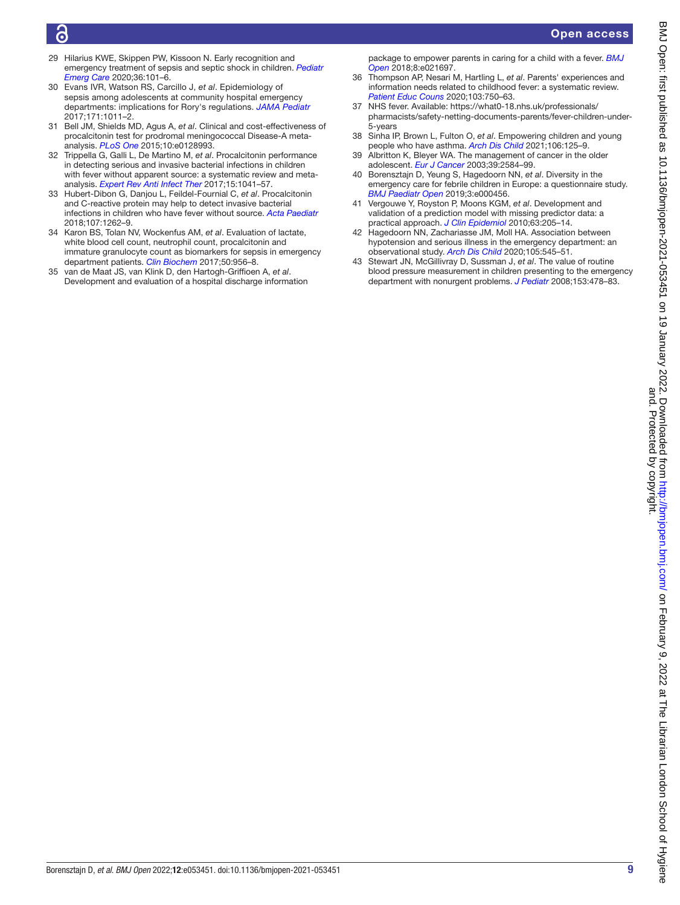29 Hilarius KWE, Skippen PW, Kissoon N. Early recognition and emergency treatment of sepsis and septic shock in children. *Pediatr Emerg Care* 2020;36:101–6.
30 Evans IVR, Watson RS, Carcillo J, *et al*. Epidemiology of sepsis among adolescents at community hospital emergency departments: implications for Rory's regulations. *JAMA Pediatr* 2017;171:1011–2.
31 Bell JM, Shields MD, Agus A, *et al*. Clinical and cost-effectiveness of procalcitonin test for prodromal meningococcal Disease-A meta-analysis. *PLoS One* 2015;10:e0128993.
32 Trippella G, Galli L, De Martino M, *et al*. Procalcitonin performance in detecting serious and invasive bacterial infections in children with fever without apparent source: a systematic review and meta-analysis. *Expert Rev Anti Infect Ther* 2017;15:1041–57.
33 Hubert-Dibon G, Danjou L, Feildel-Fournial C, *et al*. Procalcitonin and C-reactive protein may help to detect invasive bacterial infections in children who have fever without source. *Acta Paediatr* 2018;107:1262–9.
34 Karon BS, Tolan NV, Wockenfus AM, *et al*. Evaluation of lactate, white blood cell count, neutrophil count, procalcitonin and immature granulocyte count as biomarkers for sepsis in emergency department patients. *Clin Biochem* 2017;50:956–8.
35 van de Maat JS, van Klink D, den Hartogh-Griffioen A, *et al*. Development and evaluation of a hospital discharge information package to empower parents in caring for a child with a fever. *BMJ Open* 2018;8:e021697.
36 Thompson AP, Nesari M, Hartling L, *et al*. Parents' experiences and information needs related to childhood fever: a systematic review. *Patient Educ Couns* 2020;103:750–63.
37 NHS fever. Available: https://what0-18.nhs.uk/professionals/pharmacists/safety-netting-documents-parents/fever-children-under-5-years
38 Sinha IP, Brown L, Fulton O, *et al*. Empowering children and young people who have asthma. *Arch Dis Child* 2021;106:125–9.
39 Albritton K, Bleyer WA. The management of cancer in the older adolescent. *Eur J Cancer* 2003;39:2584–99.
40 Borensztajn D, Yeung S, Hagedoorn NN, *et al*. Diversity in the emergency care for febrile children in Europe: a questionnaire study. *BMJ Paediatr Open* 2019;3:e000456.
41 Vergouwe Y, Royston P, Moons KGM, *et al*. Development and validation of a prediction model with missing predictor data: a practical approach. *J Clin Epidemiol* 2010;63:205–14.
42 Hagedoorn NN, Zachariasse JM, Moll HA. Association between hypotension and serious illness in the emergency department: an observational study. *Arch Dis Child* 2020;105:545–51.
43 Stewart JN, McGillivray D, Sussman J, *et al*. The value of routine blood pressure measurement in children presenting to the emergency department with nonurgent problems. *J Pediatr* 2008;153:478–83.